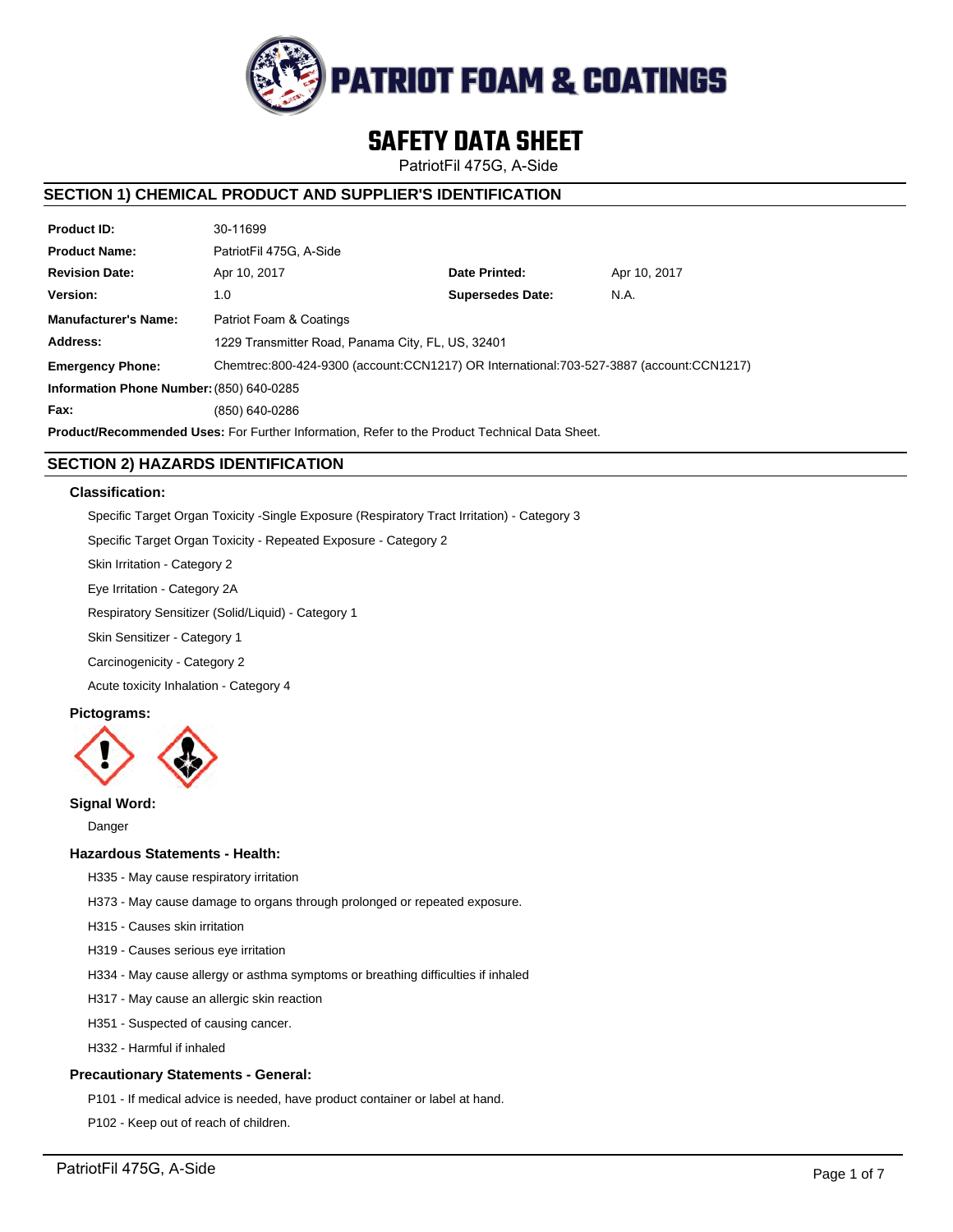# SAFETY DATA SHEET

PatriotFil 475G, A-Side

## SECTION 1) CHEMICAL PRODUCT AND SUPPLIER'S IDENTIFICATION

| | | | |
|---|---|---|---|
| **Product ID:** | 30-11699 | | |
| **Product Name:** | PatriotFil 475G, A-Side | | |
| **Revision Date:** | Apr 10, 2017 | **Date Printed:** | Apr 10, 2017 |
| **Version:** | 1.0 | **Supersedes Date:** | N.A. |
| **Manufacturer's Name:** | Patriot Foam & Coatings | | |
| **Address:** | 1229 Transmitter Road, Panama City, FL, US, 32401 | | |
| **Emergency Phone:** | Chemtrec:800-424-9300 (account:CCN1217) OR International:703-527-3887 (account:CCN1217) | | |
| **Information Phone Number:** | (850) 640-0285 | | |
| **Fax:** | (850) 640-0286 | | |

**Product/Recommended Uses:** For Further Information, Refer to the Product Technical Data Sheet.

## SECTION 2) HAZARDS IDENTIFICATION

### Classification:

Specific Target Organ Toxicity -Single Exposure (Respiratory Tract Irritation) - Category 3

Specific Target Organ Toxicity - Repeated Exposure - Category 2

Skin Irritation - Category 2

Eye Irritation - Category 2A

Respiratory Sensitizer (Solid/Liquid) - Category 1

Skin Sensitizer - Category 1

Carcinogenicity - Category 2

Acute toxicity Inhalation - Category 4

### Pictograms:

### Signal Word:

Danger

### Hazardous Statements - Health:

H335 - May cause respiratory irritation

H373 - May cause damage to organs through prolonged or repeated exposure.

H315 - Causes skin irritation

H319 - Causes serious eye irritation

H334 - May cause allergy or asthma symptoms or breathing difficulties if inhaled

H317 - May cause an allergic skin reaction

H351 - Suspected of causing cancer.

H332 - Harmful if inhaled

### Precautionary Statements - General:

P101 - If medical advice is needed, have product container or label at hand.

P102 - Keep out of reach of children.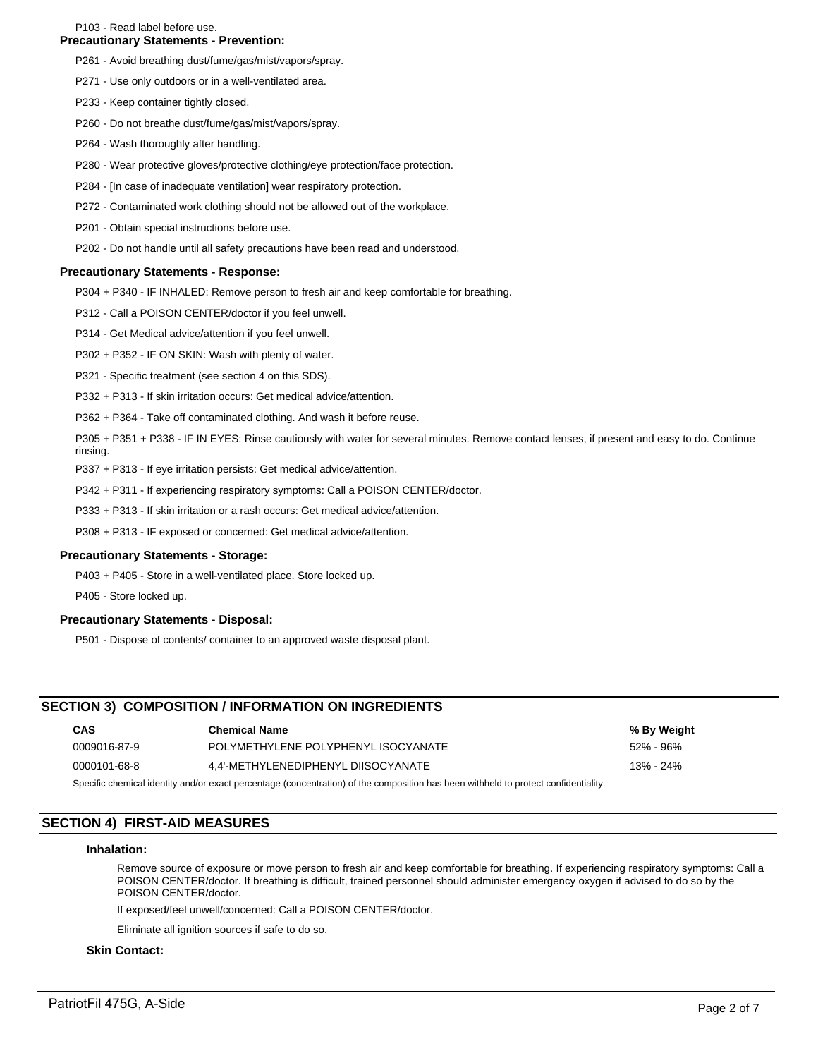P103 - Read label before use.

### Precautionary Statements - Prevention:

P261 - Avoid breathing dust/fume/gas/mist/vapors/spray.

P271 - Use only outdoors or in a well-ventilated area.

P233 - Keep container tightly closed.

P260 - Do not breathe dust/fume/gas/mist/vapors/spray.

P264 - Wash thoroughly after handling.

P280 - Wear protective gloves/protective clothing/eye protection/face protection.

P284 - [In case of inadequate ventilation] wear respiratory protection.

P272 - Contaminated work clothing should not be allowed out of the workplace.

P201 - Obtain special instructions before use.

P202 - Do not handle until all safety precautions have been read and understood.

### Precautionary Statements - Response:

P304 + P340 - IF INHALED: Remove person to fresh air and keep comfortable for breathing.

P312 - Call a POISON CENTER/doctor if you feel unwell.

P314 - Get Medical advice/attention if you feel unwell.

P302 + P352 - IF ON SKIN: Wash with plenty of water.

P321 - Specific treatment (see section 4 on this SDS).

P332 + P313 - If skin irritation occurs: Get medical advice/attention.

P362 + P364 - Take off contaminated clothing. And wash it before reuse.

P305 + P351 + P338 - IF IN EYES: Rinse cautiously with water for several minutes. Remove contact lenses, if present and easy to do. Continue rinsing.

P337 + P313 - If eye irritation persists: Get medical advice/attention.

P342 + P311 - If experiencing respiratory symptoms: Call a POISON CENTER/doctor.

P333 + P313 - If skin irritation or a rash occurs: Get medical advice/attention.

P308 + P313 - IF exposed or concerned: Get medical advice/attention.

### Precautionary Statements - Storage:

P403 + P405 - Store in a well-ventilated place. Store locked up.

P405 - Store locked up.

### Precautionary Statements - Disposal:

P501 - Dispose of contents/ container to an approved waste disposal plant.

## SECTION 3) COMPOSITION / INFORMATION ON INGREDIENTS

| CAS | Chemical Name | % By Weight |
|---|---|---|
| 0009016-87-9 | POLYMETHYLENE POLYPHENYL ISOCYANATE | 52% - 96% |
| 0000101-68-8 | 4,4'-METHYLENEDIPHENYL DIISOCYANATE | 13% - 24% |

Specific chemical identity and/or exact percentage (concentration) of the composition has been withheld to protect confidentiality.

## SECTION 4) FIRST-AID MEASURES

### Inhalation:

Remove source of exposure or move person to fresh air and keep comfortable for breathing. If experiencing respiratory symptoms: Call a POISON CENTER/doctor. If breathing is difficult, trained personnel should administer emergency oxygen if advised to do so by the POISON CENTER/doctor.

If exposed/feel unwell/concerned: Call a POISON CENTER/doctor.

Eliminate all ignition sources if safe to do so.

### Skin Contact: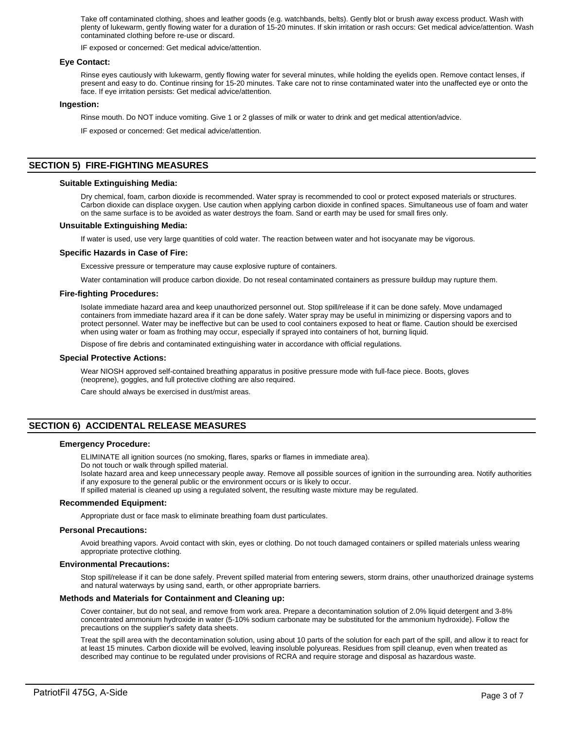Take off contaminated clothing, shoes and leather goods (e.g. watchbands, belts). Gently blot or brush away excess product. Wash with plenty of lukewarm, gently flowing water for a duration of 15-20 minutes. If skin irritation or rash occurs: Get medical advice/attention. Wash contaminated clothing before re-use or discard.

IF exposed or concerned: Get medical advice/attention.

### Eye Contact:

Rinse eyes cautiously with lukewarm, gently flowing water for several minutes, while holding the eyelids open. Remove contact lenses, if present and easy to do. Continue rinsing for 15-20 minutes. Take care not to rinse contaminated water into the unaffected eye or onto the face. If eye irritation persists: Get medical advice/attention.

### Ingestion:

Rinse mouth. Do NOT induce vomiting. Give 1 or 2 glasses of milk or water to drink and get medical attention/advice.

IF exposed or concerned: Get medical advice/attention.

## SECTION 5) FIRE-FIGHTING MEASURES

### Suitable Extinguishing Media:

Dry chemical, foam, carbon dioxide is recommended. Water spray is recommended to cool or protect exposed materials or structures. Carbon dioxide can displace oxygen. Use caution when applying carbon dioxide in confined spaces. Simultaneous use of foam and water on the same surface is to be avoided as water destroys the foam. Sand or earth may be used for small fires only.

### Unsuitable Extinguishing Media:

If water is used, use very large quantities of cold water. The reaction between water and hot isocyanate may be vigorous.

### Specific Hazards in Case of Fire:

Excessive pressure or temperature may cause explosive rupture of containers.

Water contamination will produce carbon dioxide. Do not reseal contaminated containers as pressure buildup may rupture them.

### Fire-fighting Procedures:

Isolate immediate hazard area and keep unauthorized personnel out. Stop spill/release if it can be done safely. Move undamaged containers from immediate hazard area if it can be done safely. Water spray may be useful in minimizing or dispersing vapors and to protect personnel. Water may be ineffective but can be used to cool containers exposed to heat or flame. Caution should be exercised when using water or foam as frothing may occur, especially if sprayed into containers of hot, burning liquid.

Dispose of fire debris and contaminated extinguishing water in accordance with official regulations.

### Special Protective Actions:

Wear NIOSH approved self-contained breathing apparatus in positive pressure mode with full-face piece. Boots, gloves (neoprene), goggles, and full protective clothing are also required.

Care should always be exercised in dust/mist areas.

## SECTION 6) ACCIDENTAL RELEASE MEASURES

### Emergency Procedure:

ELIMINATE all ignition sources (no smoking, flares, sparks or flames in immediate area).
Do not touch or walk through spilled material.
Isolate hazard area and keep unnecessary people away. Remove all possible sources of ignition in the surrounding area. Notify authorities if any exposure to the general public or the environment occurs or is likely to occur.
If spilled material is cleaned up using a regulated solvent, the resulting waste mixture may be regulated.

### Recommended Equipment:

Appropriate dust or face mask to eliminate breathing foam dust particulates.

### Personal Precautions:

Avoid breathing vapors. Avoid contact with skin, eyes or clothing. Do not touch damaged containers or spilled materials unless wearing appropriate protective clothing.

### Environmental Precautions:

Stop spill/release if it can be done safely. Prevent spilled material from entering sewers, storm drains, other unauthorized drainage systems and natural waterways by using sand, earth, or other appropriate barriers.

### Methods and Materials for Containment and Cleaning up:

Cover container, but do not seal, and remove from work area. Prepare a decontamination solution of 2.0% liquid detergent and 3-8% concentrated ammonium hydroxide in water (5-10% sodium carbonate may be substituted for the ammonium hydroxide). Follow the precautions on the supplier's safety data sheets.

Treat the spill area with the decontamination solution, using about 10 parts of the solution for each part of the spill, and allow it to react for at least 15 minutes. Carbon dioxide will be evolved, leaving insoluble polyureas. Residues from spill cleanup, even when treated as described may continue to be regulated under provisions of RCRA and require storage and disposal as hazardous waste.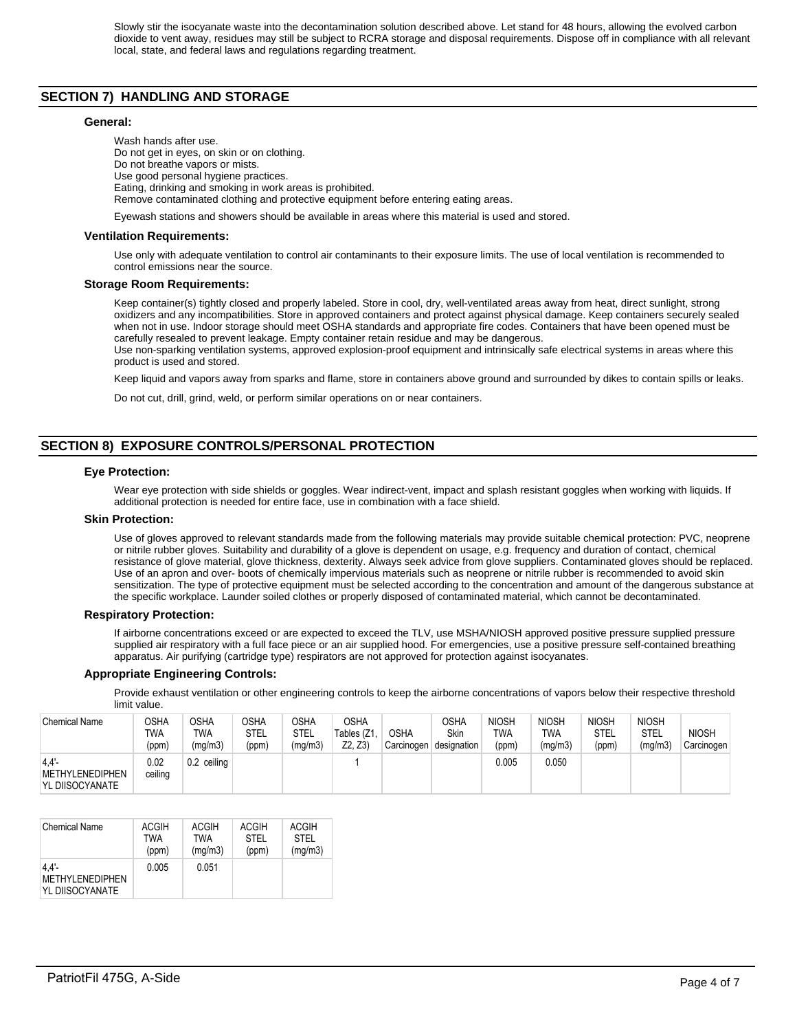Slowly stir the isocyanate waste into the decontamination solution described above. Let stand for 48 hours, allowing the evolved carbon dioxide to vent away, residues may still be subject to RCRA storage and disposal requirements. Dispose off in compliance with all relevant local, state, and federal laws and regulations regarding treatment.

## SECTION 7) HANDLING AND STORAGE

### General:

Wash hands after use.
Do not get in eyes, on skin or on clothing.
Do not breathe vapors or mists.
Use good personal hygiene practices.
Eating, drinking and smoking in work areas is prohibited.
Remove contaminated clothing and protective equipment before entering eating areas.

Eyewash stations and showers should be available in areas where this material is used and stored.

### Ventilation Requirements:

Use only with adequate ventilation to control air contaminants to their exposure limits. The use of local ventilation is recommended to control emissions near the source.

### Storage Room Requirements:

Keep container(s) tightly closed and properly labeled. Store in cool, dry, well-ventilated areas away from heat, direct sunlight, strong oxidizers and any incompatibilities. Store in approved containers and protect against physical damage. Keep containers securely sealed when not in use. Indoor storage should meet OSHA standards and appropriate fire codes. Containers that have been opened must be carefully resealed to prevent leakage. Empty container retain residue and may be dangerous.
Use non-sparking ventilation systems, approved explosion-proof equipment and intrinsically safe electrical systems in areas where this product is used and stored.

Keep liquid and vapors away from sparks and flame, store in containers above ground and surrounded by dikes to contain spills or leaks.

Do not cut, drill, grind, weld, or perform similar operations on or near containers.

## SECTION 8) EXPOSURE CONTROLS/PERSONAL PROTECTION

### Eye Protection:

Wear eye protection with side shields or goggles. Wear indirect-vent, impact and splash resistant goggles when working with liquids. If additional protection is needed for entire face, use in combination with a face shield.

### Skin Protection:

Use of gloves approved to relevant standards made from the following materials may provide suitable chemical protection: PVC, neoprene or nitrile rubber gloves. Suitability and durability of a glove is dependent on usage, e.g. frequency and duration of contact, chemical resistance of glove material, glove thickness, dexterity. Always seek advice from glove suppliers. Contaminated gloves should be replaced. Use of an apron and over- boots of chemically impervious materials such as neoprene or nitrile rubber is recommended to avoid skin sensitization. The type of protective equipment must be selected according to the concentration and amount of the dangerous substance at the specific workplace. Launder soiled clothes or properly disposed of contaminated material, which cannot be decontaminated.

### Respiratory Protection:

If airborne concentrations exceed or are expected to exceed the TLV, use MSHA/NIOSH approved positive pressure supplied pressure supplied air respiratory with a full face piece or an air supplied hood. For emergencies, use a positive pressure self-contained breathing apparatus. Air purifying (cartridge type) respirators are not approved for protection against isocyanates.

### Appropriate Engineering Controls:

Provide exhaust ventilation or other engineering controls to keep the airborne concentrations of vapors below their respective threshold limit value.

| Chemical Name | OSHA TWA (ppm) | OSHA TWA (mg/m3) | OSHA STEL (ppm) | OSHA STEL (mg/m3) | OSHA Tables (Z1, Z2, Z3) | OSHA Carcinogen | OSHA Skin designation | NIOSH TWA (ppm) | NIOSH TWA (mg/m3) | NIOSH STEL (ppm) | NIOSH STEL (mg/m3) | NIOSH Carcinogen |
|---|---|---|---|---|---|---|---|---|---|---|---|---|
| 4,4'-METHYLENEDIPHENYL DIISOCYANATE | 0.02 ceiling | 0.2 ceiling | | | 1 | | | 0.005 | 0.050 | | | |

| Chemical Name | ACGIH TWA (ppm) | ACGIH TWA (mg/m3) | ACGIH STEL (ppm) | ACGIH STEL (mg/m3) |
|---|---|---|---|---|
| 4,4'-METHYLENEDIPHENYL DIISOCYANATE | 0.005 | 0.051 | | |

PatriotFil 475G, A-Side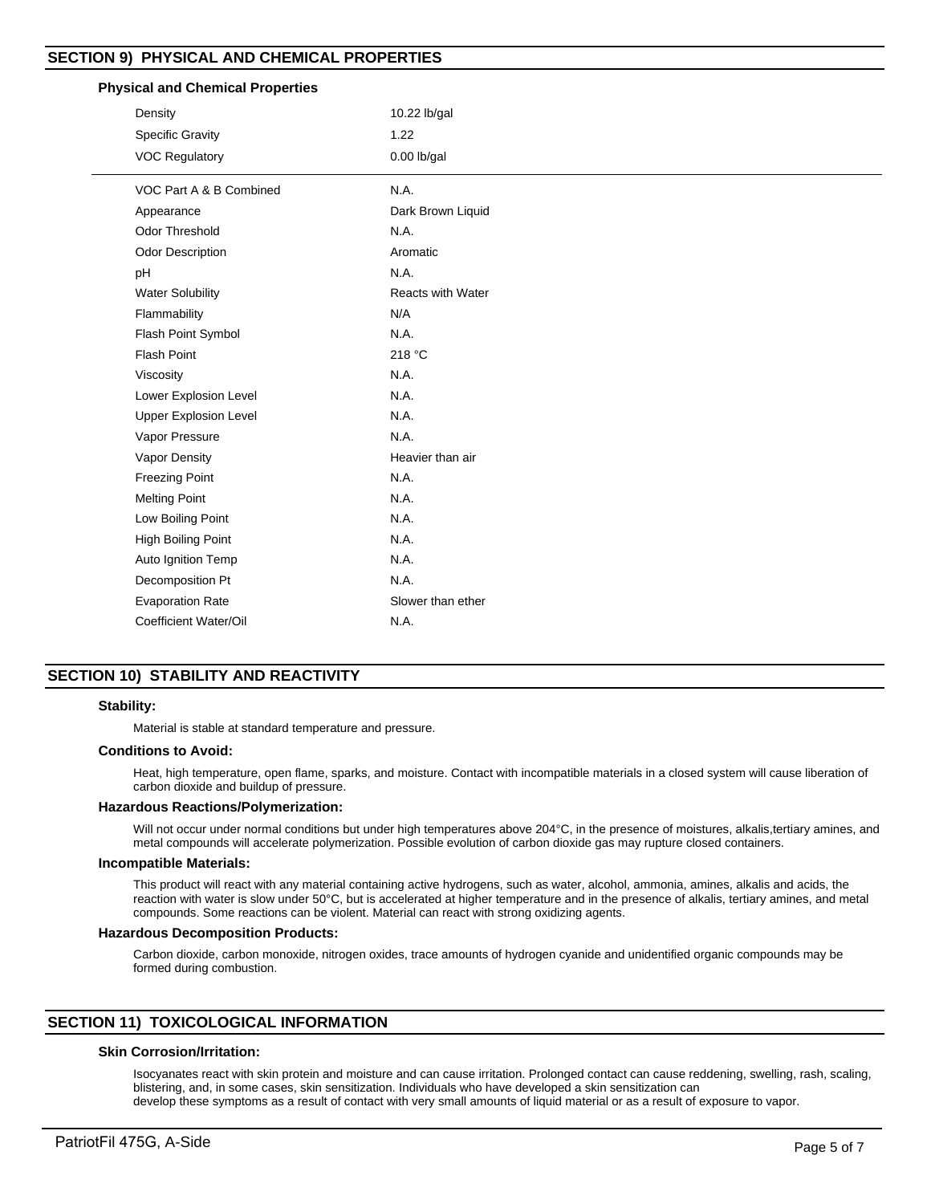## SECTION 9) PHYSICAL AND CHEMICAL PROPERTIES

### Physical and Chemical Properties

| | |
|---|---|
| Density | 10.22 lb/gal |
| Specific Gravity | 1.22 |
| VOC Regulatory | 0.00 lb/gal |
| VOC Part A & B Combined | N.A. |
| Appearance | Dark Brown Liquid |
| Odor Threshold | N.A. |
| Odor Description | Aromatic |
| pH | N.A. |
| Water Solubility | Reacts with Water |
| Flammability | N/A |
| Flash Point Symbol | N.A. |
| Flash Point | 218 °C |
| Viscosity | N.A. |
| Lower Explosion Level | N.A. |
| Upper Explosion Level | N.A. |
| Vapor Pressure | N.A. |
| Vapor Density | Heavier than air |
| Freezing Point | N.A. |
| Melting Point | N.A. |
| Low Boiling Point | N.A. |
| High Boiling Point | N.A. |
| Auto Ignition Temp | N.A. |
| Decomposition Pt | N.A. |
| Evaporation Rate | Slower than ether |
| Coefficient Water/Oil | N.A. |

## SECTION 10) STABILITY AND REACTIVITY

### Stability:

Material is stable at standard temperature and pressure.

### Conditions to Avoid:

Heat, high temperature, open flame, sparks, and moisture. Contact with incompatible materials in a closed system will cause liberation of carbon dioxide and buildup of pressure.

### Hazardous Reactions/Polymerization:

Will not occur under normal conditions but under high temperatures above 204°C, in the presence of moistures, alkalis,tertiary amines, and metal compounds will accelerate polymerization. Possible evolution of carbon dioxide gas may rupture closed containers.

### Incompatible Materials:

This product will react with any material containing active hydrogens, such as water, alcohol, ammonia, amines, alkalis and acids, the reaction with water is slow under 50°C, but is accelerated at higher temperature and in the presence of alkalis, tertiary amines, and metal compounds. Some reactions can be violent. Material can react with strong oxidizing agents.

### Hazardous Decomposition Products:

Carbon dioxide, carbon monoxide, nitrogen oxides, trace amounts of hydrogen cyanide and unidentified organic compounds may be formed during combustion.

## SECTION 11) TOXICOLOGICAL INFORMATION

### Skin Corrosion/Irritation:

Isocyanates react with skin protein and moisture and can cause irritation. Prolonged contact can cause reddening, swelling, rash, scaling, blistering, and, in some cases, skin sensitization. Individuals who have developed a skin sensitization can develop these symptoms as a result of contact with very small amounts of liquid material or as a result of exposure to vapor.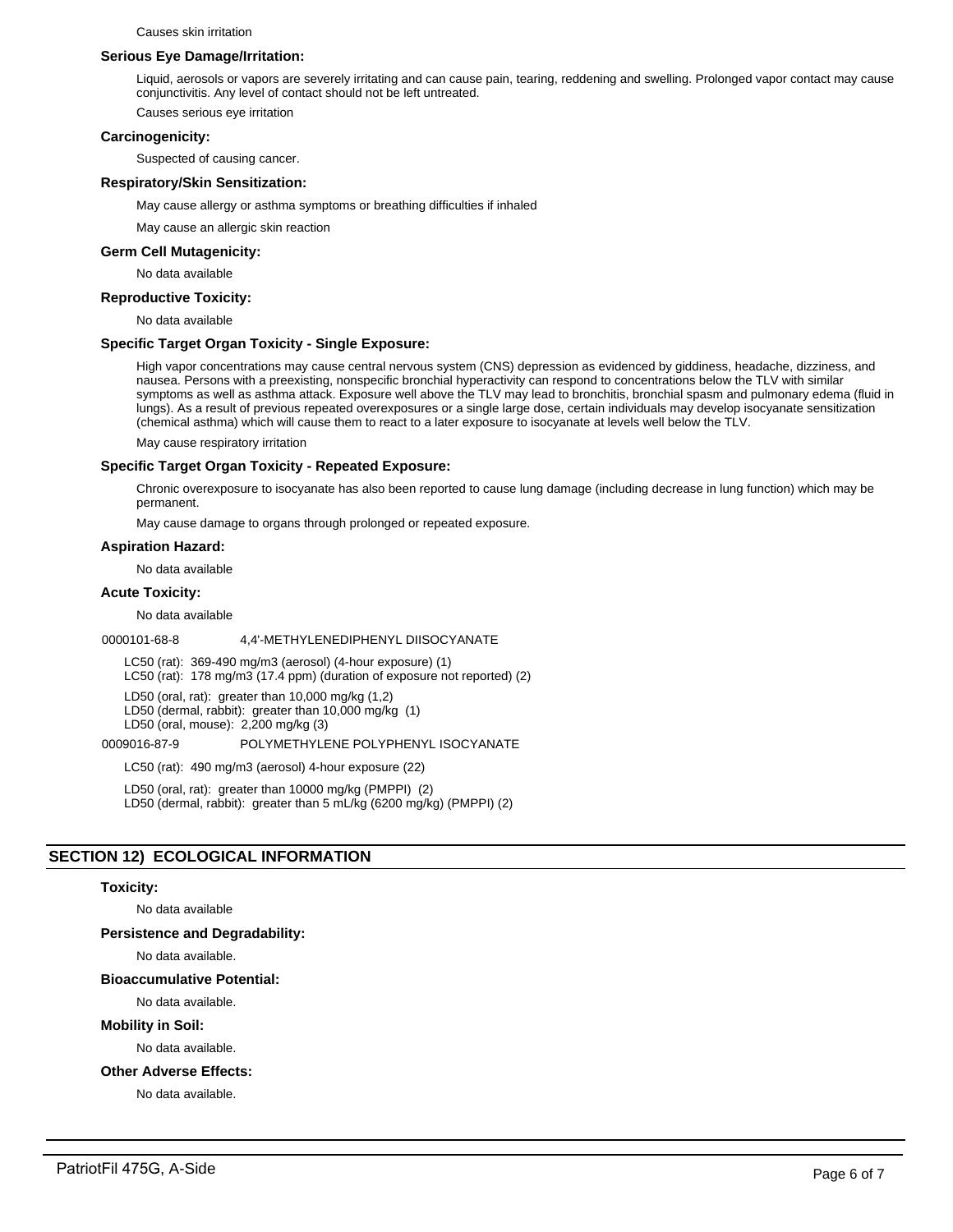Causes skin irritation

### Serious Eye Damage/Irritation:

Liquid, aerosols or vapors are severely irritating and can cause pain, tearing, reddening and swelling. Prolonged vapor contact may cause conjunctivitis. Any level of contact should not be left untreated.

Causes serious eye irritation

### Carcinogenicity:

Suspected of causing cancer.

### Respiratory/Skin Sensitization:

May cause allergy or asthma symptoms or breathing difficulties if inhaled

May cause an allergic skin reaction

### Germ Cell Mutagenicity:

No data available

### Reproductive Toxicity:

No data available

### Specific Target Organ Toxicity - Single Exposure:

High vapor concentrations may cause central nervous system (CNS) depression as evidenced by giddiness, headache, dizziness, and nausea. Persons with a preexisting, nonspecific bronchial hyperactivity can respond to concentrations below the TLV with similar symptoms as well as asthma attack. Exposure well above the TLV may lead to bronchitis, bronchial spasm and pulmonary edema (fluid in lungs). As a result of previous repeated overexposures or a single large dose, certain individuals may develop isocyanate sensitization (chemical asthma) which will cause them to react to a later exposure to isocyanate at levels well below the TLV.

May cause respiratory irritation

### Specific Target Organ Toxicity - Repeated Exposure:

Chronic overexposure to isocyanate has also been reported to cause lung damage (including decrease in lung function) which may be permanent.

May cause damage to organs through prolonged or repeated exposure.

### Aspiration Hazard:

No data available

### Acute Toxicity:

No data available

0000101-68-8 4,4'-METHYLENEDIPHENYL DIISOCYANATE

LC50 (rat): 369-490 mg/m3 (aerosol) (4-hour exposure) (1)
LC50 (rat): 178 mg/m3 (17.4 ppm) (duration of exposure not reported) (2)

LD50 (oral, rat): greater than 10,000 mg/kg (1,2)
LD50 (dermal, rabbit): greater than 10,000 mg/kg (1)
LD50 (oral, mouse): 2,200 mg/kg (3)

0009016-87-9 POLYMETHYLENE POLYPHENYL ISOCYANATE

LC50 (rat): 490 mg/m3 (aerosol) 4-hour exposure (22)

LD50 (oral, rat): greater than 10000 mg/kg (PMPPI) (2)
LD50 (dermal, rabbit): greater than 5 mL/kg (6200 mg/kg) (PMPPI) (2)

## SECTION 12) ECOLOGICAL INFORMATION

### Toxicity:

No data available

### Persistence and Degradability:

No data available.

### Bioaccumulative Potential:

No data available.

### Mobility in Soil:

No data available.

### Other Adverse Effects:

No data available.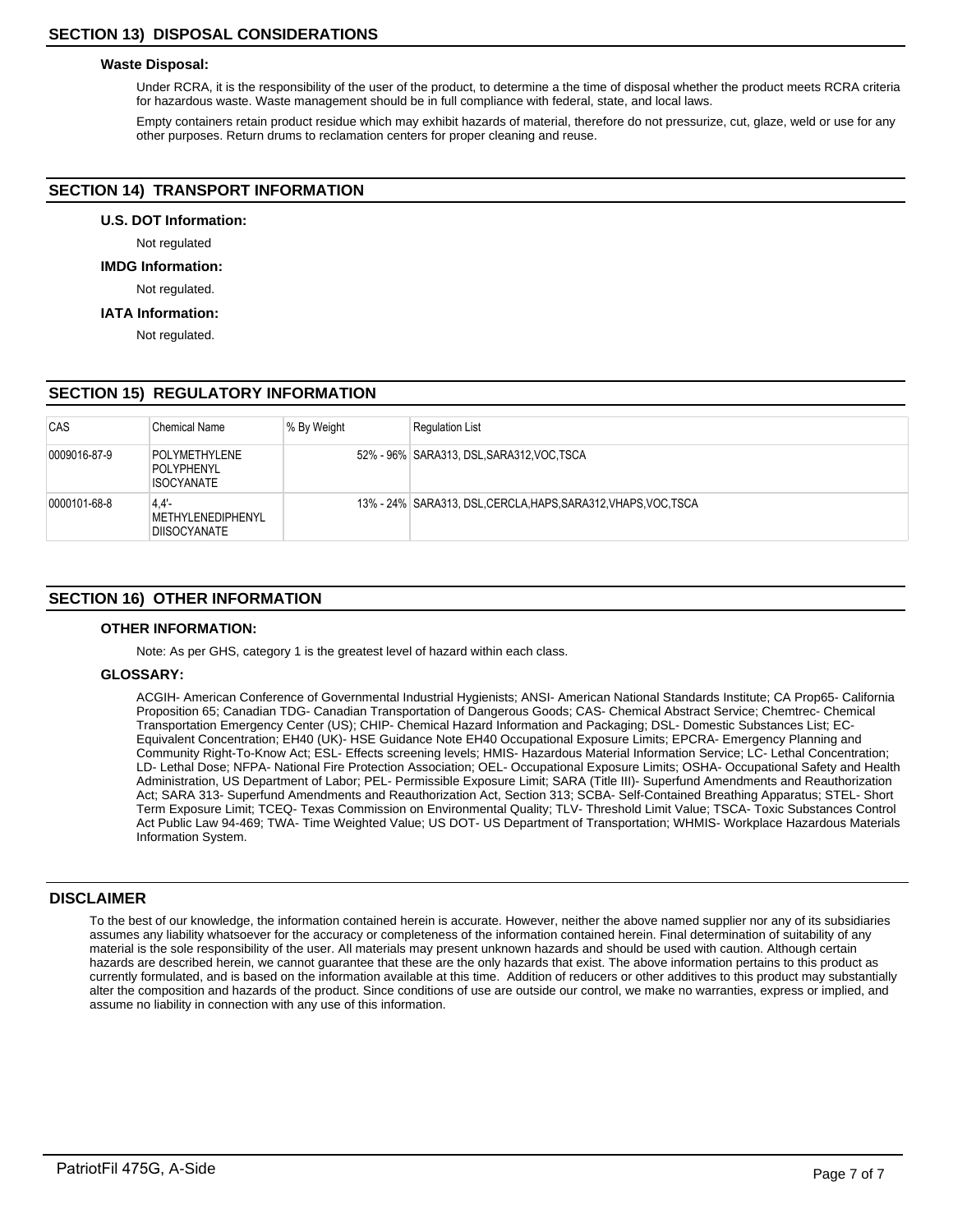## SECTION 13) DISPOSAL CONSIDERATIONS

### Waste Disposal:

Under RCRA, it is the responsibility of the user of the product, to determine a the time of disposal whether the product meets RCRA criteria for hazardous waste. Waste management should be in full compliance with federal, state, and local laws.

Empty containers retain product residue which may exhibit hazards of material, therefore do not pressurize, cut, glaze, weld or use for any other purposes. Return drums to reclamation centers for proper cleaning and reuse.

## SECTION 14) TRANSPORT INFORMATION

### U.S. DOT Information:

Not regulated

### IMDG Information:

Not regulated.

### IATA Information:

Not regulated.

## SECTION 15) REGULATORY INFORMATION

| CAS | Chemical Name | % By Weight | Regulation List |
|---|---|---|---|
| 0009016-87-9 | POLYMETHYLENE POLYPHENYL ISOCYANATE | 52% - 96% | SARA313, DSL,SARA312,VOC,TSCA |
| 0000101-68-8 | 4,4'-METHYLENEDIPHENYL DIISOCYANATE | 13% - 24% | SARA313, DSL,CERCLA,HAPS,SARA312,VHAPS,VOC,TSCA |

## SECTION 16) OTHER INFORMATION

### OTHER INFORMATION:

Note: As per GHS, category 1 is the greatest level of hazard within each class.

### GLOSSARY:

ACGIH- American Conference of Governmental Industrial Hygienists; ANSI- American National Standards Institute; CA Prop65- California Proposition 65; Canadian TDG- Canadian Transportation of Dangerous Goods; CAS- Chemical Abstract Service; Chemtrec- Chemical Transportation Emergency Center (US); CHIP- Chemical Hazard Information and Packaging; DSL- Domestic Substances List; EC- Equivalent Concentration; EH40 (UK)- HSE Guidance Note EH40 Occupational Exposure Limits; EPCRA- Emergency Planning and Community Right-To-Know Act; ESL- Effects screening levels; HMIS- Hazardous Material Information Service; LC- Lethal Concentration; LD- Lethal Dose; NFPA- National Fire Protection Association; OEL- Occupational Exposure Limits; OSHA- Occupational Safety and Health Administration, US Department of Labor; PEL- Permissible Exposure Limit; SARA (Title III)- Superfund Amendments and Reauthorization Act; SARA 313- Superfund Amendments and Reauthorization Act, Section 313; SCBA- Self-Contained Breathing Apparatus; STEL- Short Term Exposure Limit; TCEQ- Texas Commission on Environmental Quality; TLV- Threshold Limit Value; TSCA- Toxic Substances Control Act Public Law 94-469; TWA- Time Weighted Value; US DOT- US Department of Transportation; WHMIS- Workplace Hazardous Materials Information System.

## DISCLAIMER

To the best of our knowledge, the information contained herein is accurate. However, neither the above named supplier nor any of its subsidiaries assumes any liability whatsoever for the accuracy or completeness of the information contained herein. Final determination of suitability of any material is the sole responsibility of the user. All materials may present unknown hazards and should be used with caution. Although certain hazards are described herein, we cannot guarantee that these are the only hazards that exist. The above information pertains to this product as currently formulated, and is based on the information available at this time. Addition of reducers or other additives to this product may substantially alter the composition and hazards of the product. Since conditions of use are outside our control, we make no warranties, express or implied, and assume no liability in connection with any use of this information.